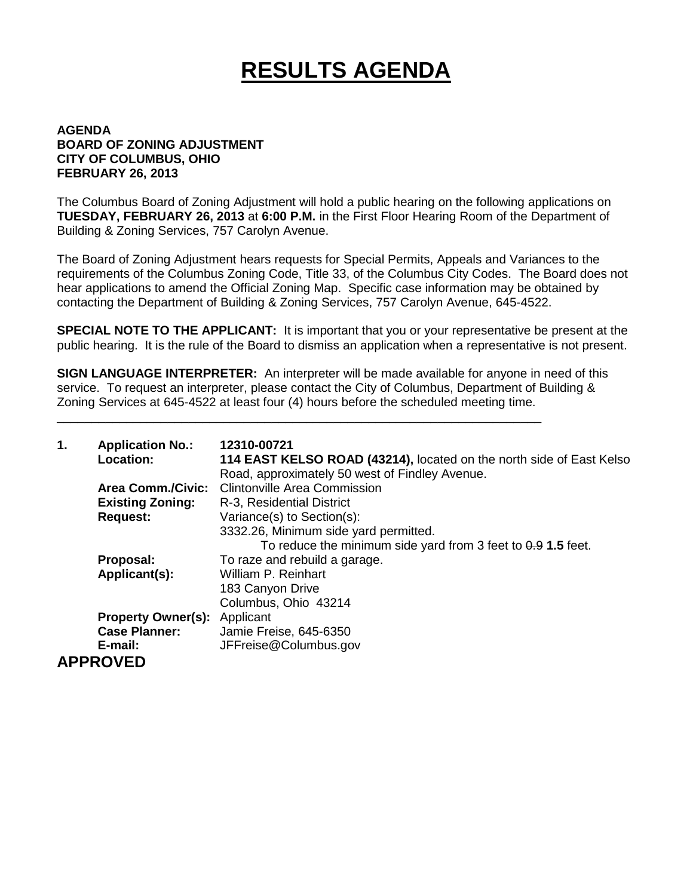# RESULTS AGENDA

**AGENDA**
**BOARD OF ZONING ADJUSTMENT**
**CITY OF COLUMBUS, OHIO**
**FEBRUARY 26, 2013**

The Columbus Board of Zoning Adjustment will hold a public hearing on the following applications on **TUESDAY, FEBRUARY 26, 2013** at **6:00 P.M.** in the First Floor Hearing Room of the Department of Building & Zoning Services, 757 Carolyn Avenue.

The Board of Zoning Adjustment hears requests for Special Permits, Appeals and Variances to the requirements of the Columbus Zoning Code, Title 33, of the Columbus City Codes. The Board does not hear applications to amend the Official Zoning Map. Specific case information may be obtained by contacting the Department of Building & Zoning Services, 757 Carolyn Avenue, 645-4522.

**SPECIAL NOTE TO THE APPLICANT:** It is important that you or your representative be present at the public hearing. It is the rule of the Board to dismiss an application when a representative is not present.

**SIGN LANGUAGE INTERPRETER:** An interpreter will be made available for anyone in need of this service. To request an interpreter, please contact the City of Columbus, Department of Building & Zoning Services at 645-4522 at least four (4) hours before the scheduled meeting time.

---

**1.** **Application No.:** **12310-00721**
**Location:** **114 EAST KELSO ROAD (43214),** located on the north side of East Kelso Road, approximately 50 west of Findley Avenue.
**Area Comm./Civic:** Clintonville Area Commission
**Existing Zoning:** R-3, Residential District
**Request:** Variance(s) to Section(s):
3332.26, Minimum side yard permitted.
To reduce the minimum side yard from 3 feet to ~~0.9~~ **1.5** feet.
**Proposal:** To raze and rebuild a garage.
**Applicant(s):** William P. Reinhart
183 Canyon Drive
Columbus, Ohio 43214
**Property Owner(s):** Applicant
**Case Planner:** Jamie Freise, 645-6350
**E-mail:** JFFreise@Columbus.gov

**APPROVED**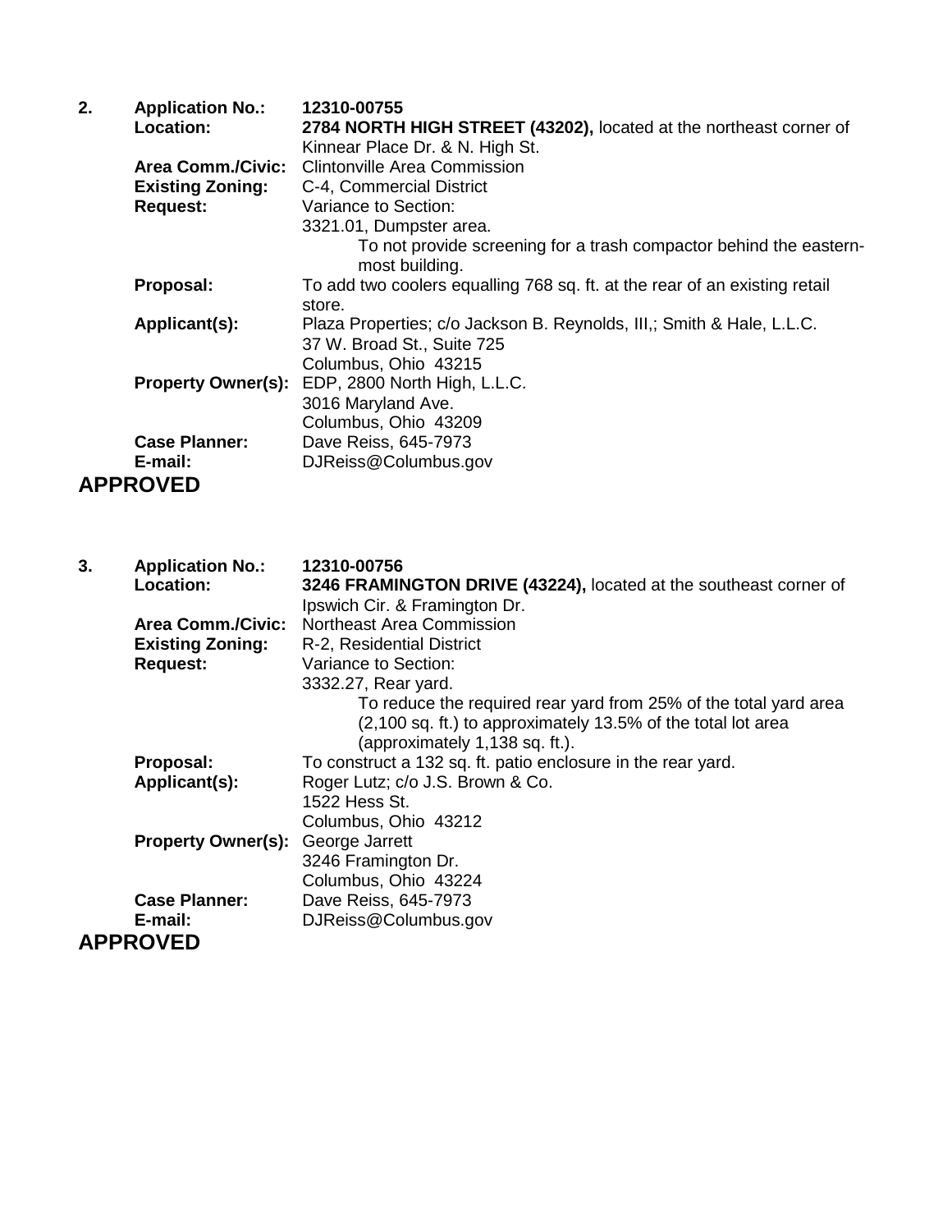**2. Application No.:** **12310-00755**

**Location:** **2784 NORTH HIGH STREET (43202),** located at the northeast corner of Kinnear Place Dr. & N. High St.

**Area Comm./Civic:** Clintonville Area Commission

**Existing Zoning:** C-4, Commercial District

**Request:** Variance to Section:
3321.01, Dumpster area.
To not provide screening for a trash compactor behind the eastern-most building.

**Proposal:** To add two coolers equalling 768 sq. ft. at the rear of an existing retail store.

**Applicant(s):** Plaza Properties; c/o Jackson B. Reynolds, III,; Smith & Hale, L.L.C.
37 W. Broad St., Suite 725
Columbus, Ohio 43215

**Property Owner(s):** EDP, 2800 North High, L.L.C.
3016 Maryland Ave.
Columbus, Ohio 43209

**Case Planner:** Dave Reiss, 645-7973

**E-mail:** DJReiss@Columbus.gov

## APPROVED

**3. Application No.:** **12310-00756**

**Location:** **3246 FRAMINGTON DRIVE (43224),** located at the southeast corner of Ipswich Cir. & Framington Dr.

**Area Comm./Civic:** Northeast Area Commission

**Existing Zoning:** R-2, Residential District

**Request:** Variance to Section:
3332.27, Rear yard.
To reduce the required rear yard from 25% of the total yard area (2,100 sq. ft.) to approximately 13.5% of the total lot area (approximately 1,138 sq. ft.).

**Proposal:** To construct a 132 sq. ft. patio enclosure in the rear yard.

**Applicant(s):** Roger Lutz; c/o J.S. Brown & Co.
1522 Hess St.
Columbus, Ohio 43212

**Property Owner(s):** George Jarrett
3246 Framington Dr.
Columbus, Ohio 43224

**Case Planner:** Dave Reiss, 645-7973

**E-mail:** DJReiss@Columbus.gov

## APPROVED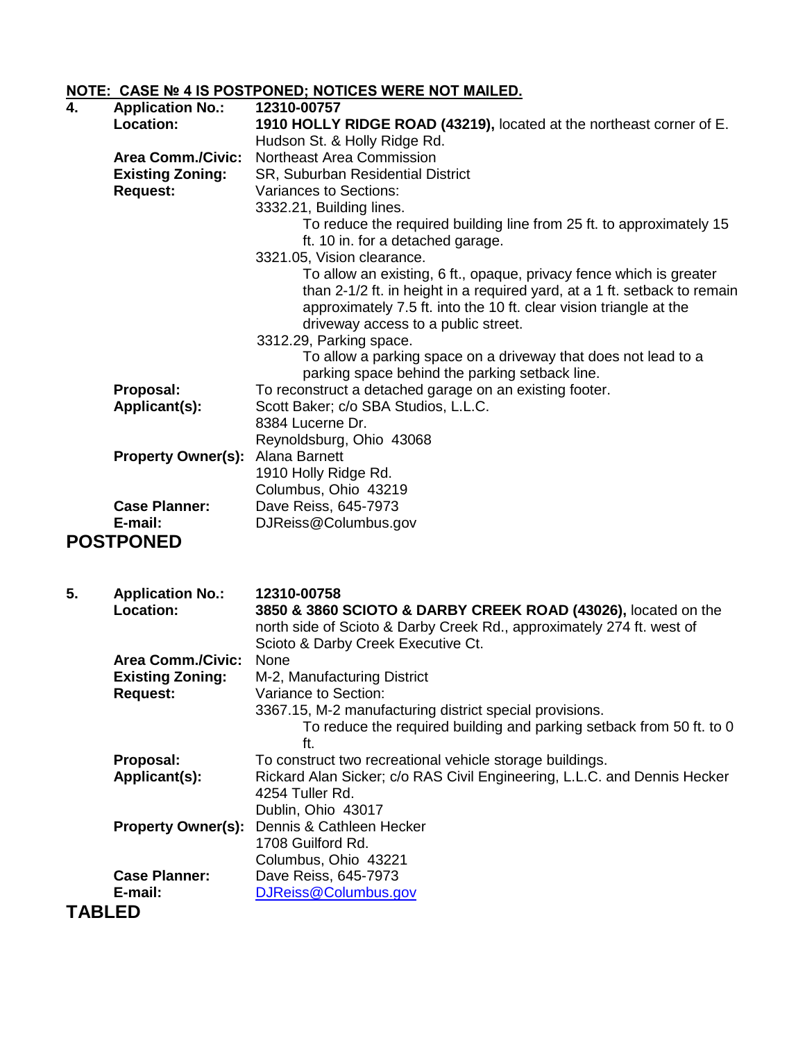**NOTE: CASE № 4 IS POSTPONED; NOTICES WERE NOT MAILED.**

**4.**

| | |
|---|---|
| **Application No.:** | **12310-00757** |
| **Location:** | **1910 HOLLY RIDGE ROAD (43219),** located at the northeast corner of E. Hudson St. & Holly Ridge Rd. |
| **Area Comm./Civic:** | Northeast Area Commission |
| **Existing Zoning:** | SR, Suburban Residential District |
| **Request:** | Variances to Sections:<br>3332.21, Building lines.<br>To reduce the required building line from 25 ft. to approximately 15 ft. 10 in. for a detached garage.<br>3321.05, Vision clearance.<br>To allow an existing, 6 ft., opaque, privacy fence which is greater than 2-1/2 ft. in height in a required yard, at a 1 ft. setback to remain approximately 7.5 ft. into the 10 ft. clear vision triangle at the driveway access to a public street.<br>3312.29, Parking space.<br>To allow a parking space on a driveway that does not lead to a parking space behind the parking setback line. |
| **Proposal:** | To reconstruct a detached garage on an existing footer. |
| **Applicant(s):** | Scott Baker; c/o SBA Studios, L.L.C.<br>8384 Lucerne Dr.<br>Reynoldsburg, Ohio 43068 |
| **Property Owner(s):** | Alana Barnett<br>1910 Holly Ridge Rd.<br>Columbus, Ohio 43219 |
| **Case Planner:** | Dave Reiss, 645-7973 |
| **E-mail:** | DJReiss@Columbus.gov |

## POSTPONED

**5.**

| | |
|---|---|
| **Application No.:** | **12310-00758** |
| **Location:** | **3850 & 3860 SCIOTO & DARBY CREEK ROAD (43026),** located on the north side of Scioto & Darby Creek Rd., approximately 274 ft. west of Scioto & Darby Creek Executive Ct. |
| **Area Comm./Civic:** | None |
| **Existing Zoning:** | M-2, Manufacturing District |
| **Request:** | Variance to Section:<br>3367.15, M-2 manufacturing district special provisions.<br>To reduce the required building and parking setback from 50 ft. to 0 ft. |
| **Proposal:** | To construct two recreational vehicle storage buildings. |
| **Applicant(s):** | Rickard Alan Sicker; c/o RAS Civil Engineering, L.L.C. and Dennis Hecker<br>4254 Tuller Rd.<br>Dublin, Ohio 43017 |
| **Property Owner(s):** | Dennis & Cathleen Hecker<br>1708 Guilford Rd.<br>Columbus, Ohio 43221 |
| **Case Planner:** | Dave Reiss, 645-7973 |
| **E-mail:** | DJReiss@Columbus.gov |

## TABLED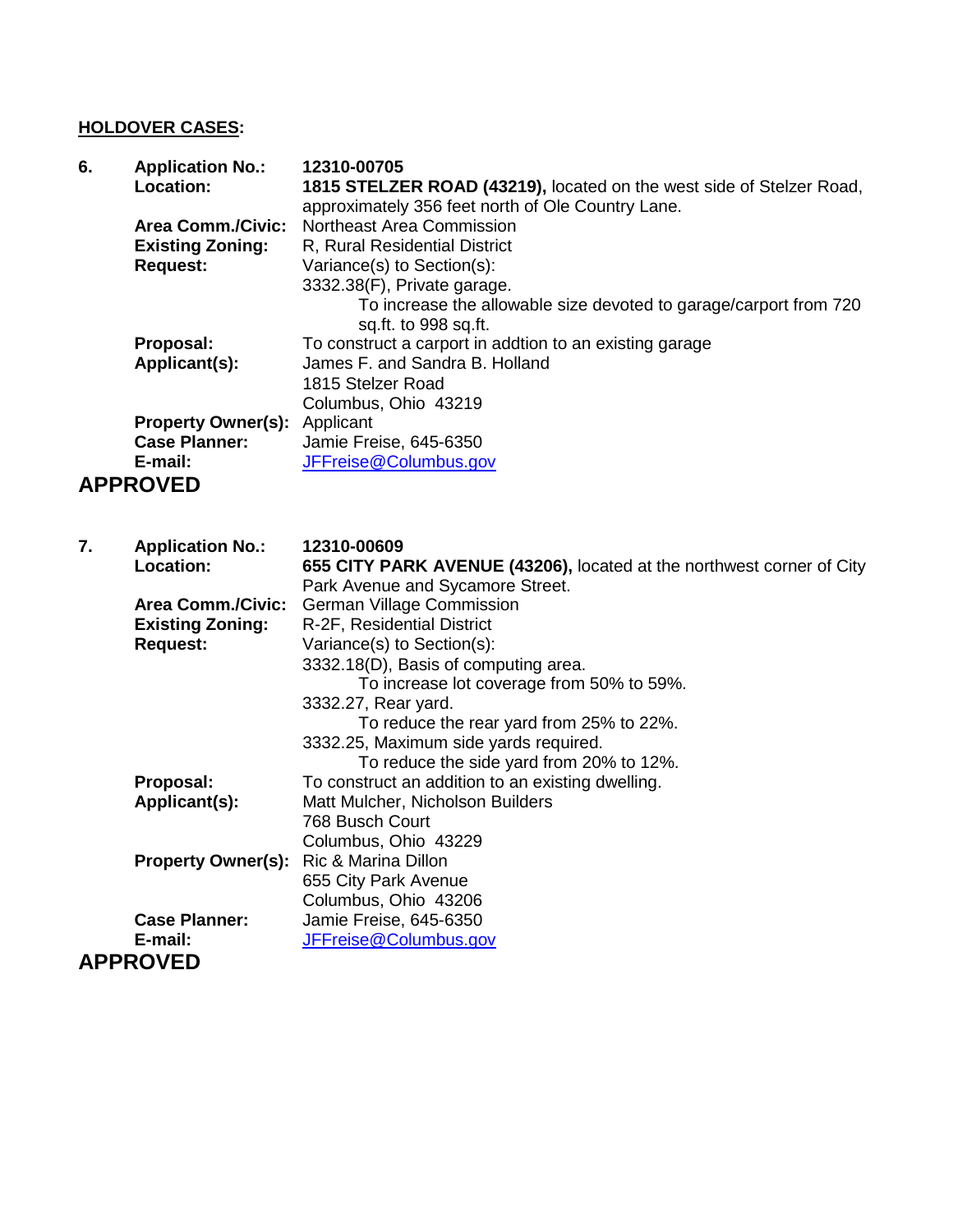**HOLDOVER CASES:**

**6.** **Application No.:** **12310-00705**

**Location:** **1815 STELZER ROAD (43219),** located on the west side of Stelzer Road, approximately 356 feet north of Ole Country Lane.

**Area Comm./Civic:** Northeast Area Commission

**Existing Zoning:** R, Rural Residential District

**Request:** Variance(s) to Section(s):

3332.38(F), Private garage.

To increase the allowable size devoted to garage/carport from 720 sq.ft. to 998 sq.ft.

**Proposal:** To construct a carport in addtion to an existing garage

**Applicant(s):** James F. and Sandra B. Holland
1815 Stelzer Road
Columbus, Ohio 43219

**Property Owner(s):** Applicant

**Case Planner:** Jamie Freise, 645-6350

**E-mail:** JFFreise@Columbus.gov

**APPROVED**

**7.** **Application No.:** **12310-00609**

**Location:** **655 CITY PARK AVENUE (43206),** located at the northwest corner of City Park Avenue and Sycamore Street.

**Area Comm./Civic:** German Village Commission

**Existing Zoning:** R-2F, Residential District

**Request:** Variance(s) to Section(s):

3332.18(D), Basis of computing area.

To increase lot coverage from 50% to 59%.

3332.27, Rear yard.

To reduce the rear yard from 25% to 22%.

3332.25, Maximum side yards required.

To reduce the side yard from 20% to 12%.

**Proposal:** To construct an addition to an existing dwelling.

**Applicant(s):** Matt Mulcher, Nicholson Builders
768 Busch Court
Columbus, Ohio 43229

**Property Owner(s):** Ric & Marina Dillon
655 City Park Avenue
Columbus, Ohio 43206

**Case Planner:** Jamie Freise, 645-6350

**E-mail:** JFFreise@Columbus.gov

**APPROVED**